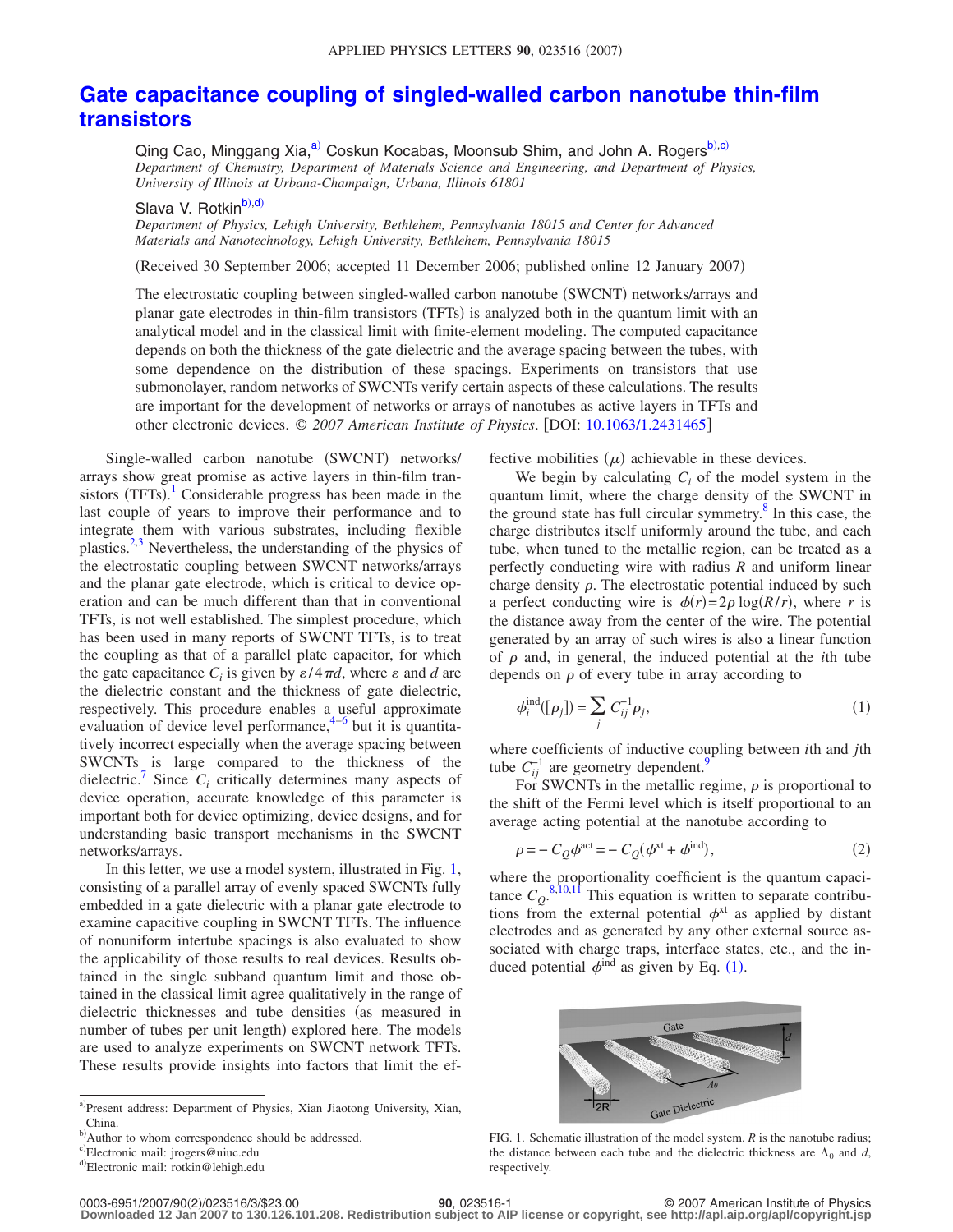# Gate capacitance coupling of singled-walled carbon nanotube thin-film transistors

Qing Cao, Minggang Xia,[a] Coskun Kocabas, Moonsub Shim, and John A. Rogers[b),c)]

*Department of Chemistry, Department of Materials Science and Engineering, and Department of Physics, University of Illinois at Urbana-Champaign, Urbana, Illinois 61801*

Slava V. Rotkin[b),d)]

*Department of Physics, Lehigh University, Bethlehem, Pennsylvania 18015 and Center for Advanced Materials and Nanotechnology, Lehigh University, Bethlehem, Pennsylvania 18015*

(Received 30 September 2006; accepted 11 December 2006; published online 12 January 2007)

The electrostatic coupling between singled-walled carbon nanotube (SWCNT) networks/arrays and planar gate electrodes in thin-film transistors (TFTs) is analyzed both in the quantum limit with an analytical model and in the classical limit with finite-element modeling. The computed capacitance depends on both the thickness of the gate dielectric and the average spacing between the tubes, with some dependence on the distribution of these spacings. Experiments on transistors that use submonolayer, random networks of SWCNTs verify certain aspects of these calculations. The results are important for the development of networks or arrays of nanotubes as active layers in TFTs and other electronic devices. *© 2007 American Institute of Physics*. [DOI: 10.1063/1.2431465]

Single-walled carbon nanotube (SWCNT) networks/arrays show great promise as active layers in thin-film transistors (TFTs).[1] Considerable progress has been made in the last couple of years to improve their performance and to integrate them with various substrates, including flexible plastics.[2,3] Nevertheless, the understanding of the physics of the electrostatic coupling between SWCNT networks/arrays and the planar gate electrode, which is critical to device operation and can be much different than that in conventional TFTs, is not well established. The simplest procedure, which has been used in many reports of SWCNT TFTs, is to treat the coupling as that of a parallel plate capacitor, for which the gate capacitance $C_i$ is given by $\varepsilon/4\pi d$, where $\varepsilon$ and $d$ are the dielectric constant and the thickness of gate dielectric, respectively. This procedure enables a useful approximate evaluation of device level performance,[4–6] but it is quantitatively incorrect especially when the average spacing between SWCNTs is large compared to the thickness of the dielectric.[7] Since $C_i$ critically determines many aspects of device operation, accurate knowledge of this parameter is important both for device optimizing, device designs, and for understanding basic transport mechanisms in the SWCNT networks/arrays.

In this letter, we use a model system, illustrated in Fig. 1, consisting of a parallel array of evenly spaced SWCNTs fully embedded in a gate dielectric with a planar gate electrode to examine capacitive coupling in SWCNT TFTs. The influence of nonuniform intertube spacings is also evaluated to show the applicability of those results to real devices. Results obtained in the single subband quantum limit and those obtained in the classical limit agree qualitatively in the range of dielectric thicknesses and tube densities (as measured in number of tubes per unit length) explored here. The models are used to analyze experiments on SWCNT network TFTs. These results provide insights into factors that limit the effective mobilities ($\mu$) achievable in these devices.

We begin by calculating $C_i$ of the model system in the quantum limit, where the charge density of the SWCNT in the ground state has full circular symmetry.[8] In this case, the charge distributes itself uniformly around the tube, and each tube, when tuned to the metallic region, can be treated as a perfectly conducting wire with radius $R$ and uniform linear charge density $\rho$. The electrostatic potential induced by such a perfect conducting wire is $\phi(r)=2\rho\log(R/r)$, where $r$ is the distance away from the center of the wire. The potential generated by an array of such wires is also a linear function of $\rho$ and, in general, the induced potential at the $i$th tube depends on $\rho$ of every tube in array according to

$$\phi_i^{\mathrm{ind}}([\rho_j])=\sum_j C_{ij}^{-1}\rho_j, \tag{1}$$

where coefficients of inductive coupling between $i$th and $j$th tube $C_{ij}^{-1}$ are geometry dependent.[9]

For SWCNTs in the metallic regime, $\rho$ is proportional to the shift of the Fermi level which is itself proportional to an average acting potential at the nanotube according to

$$\rho=-C_Q\phi^{\mathrm{act}}=-C_Q(\phi^{\mathrm{xt}}+\phi^{\mathrm{ind}}), \tag{2}$$

where the proportionality coefficient is the quantum capacitance $C_Q$.[8,10,11] This equation is written to separate contributions from the external potential $\phi^{\mathrm{xt}}$ as applied by distant electrodes and as generated by any other external source associated with charge traps, interface states, etc., and the induced potential $\phi^{\mathrm{ind}}$ as given by Eq. (1).

FIG. 1. Schematic illustration of the model system. $R$ is the nanotube radius; the distance between each tube and the dielectric thickness are $\Lambda_0$ and $d$, respectively.

---

[a] Present address: Department of Physics, Xian Jiaotong University, Xian, China.

[b] Author to whom correspondence should be addressed.

[c] Electronic mail: jrogers@uiuc.edu

[d] Electronic mail: rotkin@lehigh.edu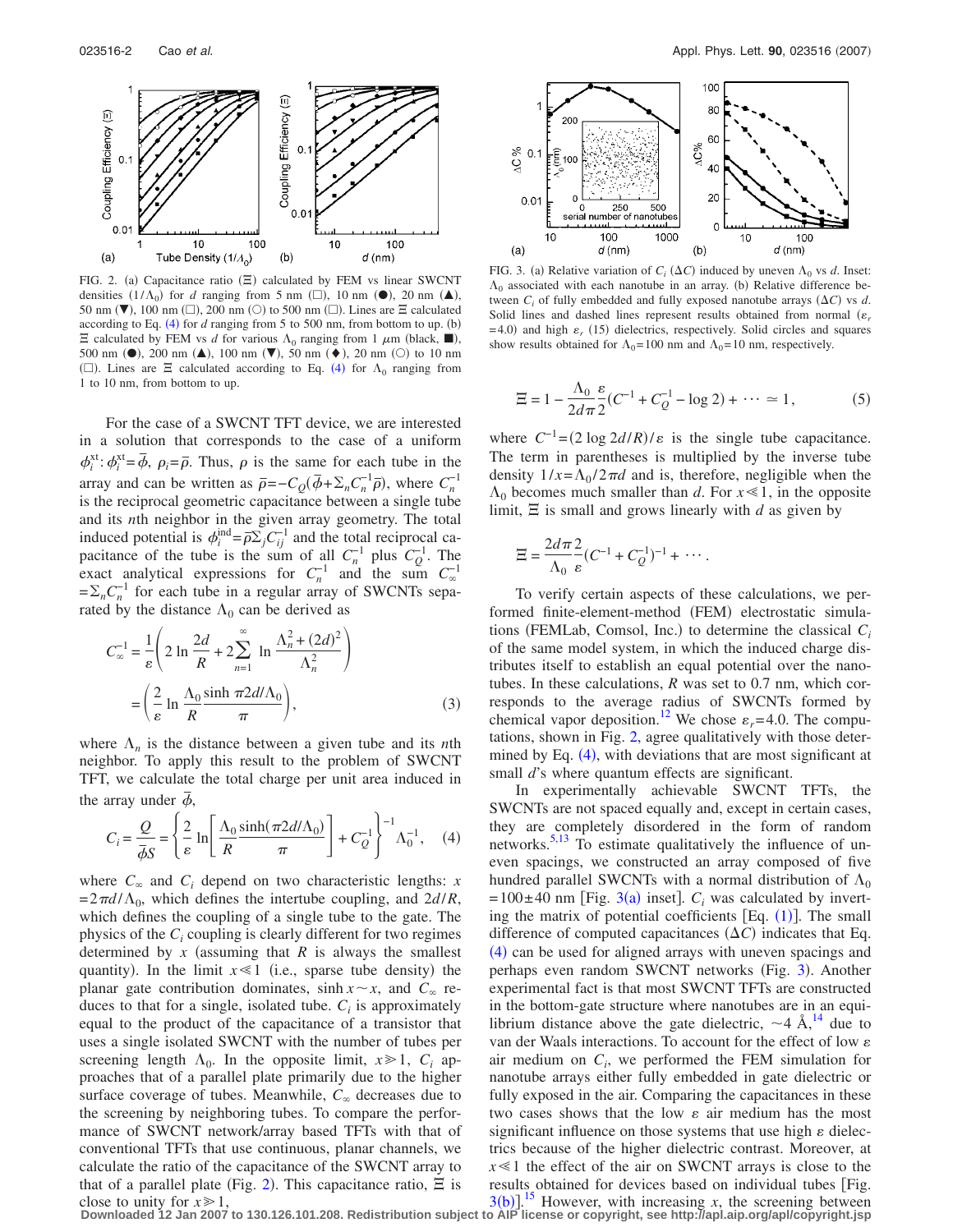FIG. 2. (a) Capacitance ratio ($\Xi$) calculated by FEM vs linear SWCNT densities ($1/\Lambda_0$) for $d$ ranging from 5 nm (□), 10 nm (●), 20 nm (▲), 50 nm (▼), 100 nm (□), 200 nm (○) to 500 nm (□). Lines are $\Xi$ calculated according to Eq. (4) for $d$ ranging from 5 to 500 nm, from bottom to up. (b) $\Xi$ calculated by FEM vs $d$ for various $\Lambda_0$ ranging from 1 $\mu$m (black, ■), 500 nm (●), 200 nm (▲), 100 nm (▼), 50 nm (♦), 20 nm (○) to 10 nm (□). Lines are $\Xi$ calculated according to Eq. (4) for $\Lambda_0$ ranging from 1 to 10 nm, from bottom to up.

For the case of a SWCNT TFT device, we are interested in a solution that corresponds to the case of a uniform $\phi_i^{\text{xt}}$: $\phi_i^{\text{xt}}=\bar{\phi}$, $\rho_i=\bar{\rho}$. Thus, $\rho$ is the same for each tube in the array and can be written as $\bar{\rho}=-C_Q(\bar{\phi}+\Sigma_n C_n^{-1}\bar{\rho})$, where $C_n^{-1}$ is the reciprocal geometric capacitance between a single tube and its $n$th neighbor in the given array geometry. The total induced potential is $\phi_i^{\text{ind}}=\bar{\rho}\Sigma_j C_{ij}^{-1}$ and the total reciprocal capacitance of the tube is the sum of all $C_n^{-1}$ plus $C_Q^{-1}$. The exact analytical expressions for $C_n^{-1}$ and the sum $C_\infty^{-1}=\Sigma_n C_n^{-1}$ for each tube in a regular array of SWCNTs separated by the distance $\Lambda_0$ can be derived as

$$C_\infty^{-1}=\frac{1}{\varepsilon}\left(2\ln\frac{2d}{R}+2\sum_{n=1}^{\infty}\ln\frac{\Lambda_n^2+(2d)^2}{\Lambda_n^2}\right)=\left(\frac{2}{\varepsilon}\ln\frac{\Lambda_0}{R}\frac{\sinh \pi 2d/\Lambda_0}{\pi}\right),\qquad(3)$$

where $\Lambda_n$ is the distance between a given tube and its $n$th neighbor. To apply this result to the problem of SWCNT TFT, we calculate the total charge per unit area induced in the array under $\bar{\phi}$,

$$C_i=\frac{Q}{\bar{\phi}S}=\left\{\frac{2}{\varepsilon}\ln\left[\frac{\Lambda_0}{R}\frac{\sinh(\pi 2d/\Lambda_0)}{\pi}\right]+C_Q^{-1}\right\}^{-1}\Lambda_0^{-1},\qquad(4)$$

where $C_\infty$ and $C_i$ depend on two characteristic lengths: $x=2\pi d/\Lambda_0$, which defines the intertube coupling, and $2d/R$, which defines the coupling of a single tube to the gate. The physics of the $C_i$ coupling is clearly different for two regimes determined by $x$ (assuming that $R$ is always the smallest quantity). In the limit $x \ll 1$ (i.e., sparse tube density), the planar gate contribution dominates, $\sinh x \sim x$, and $C_\infty$ reduces to that for a single, isolated tube. $C_i$ is approximately equal to the product of the capacitance of a transistor that uses a single isolated SWCNT with the number of tubes per screening length $\Lambda_0$. In the opposite limit, $x \gg 1$, $C_i$ approaches that of a parallel plate primarily due to the higher surface coverage of tubes. Meanwhile, $C_\infty$ decreases due to the screening by neighboring tubes. To compare the performance of SWCNT network/array based TFTs with that of conventional TFTs that use continuous, planar channels, we calculate the ratio of the capacitance of the SWCNT array to that of a parallel plate (Fig. 2). This capacitance ratio, $\Xi$ is close to unity for $x \gg 1$,

FIG. 3. (a) Relative variation of $C_i$ ($\Delta C$) induced by uneven $\Lambda_0$ vs $d$. Inset: $\Lambda_0$ associated with each nanotube in an array. (b) Relative difference between $C_i$ of fully embedded and fully exposed nanotube arrays ($\Delta C$) vs $d$. Solid lines and dashed lines represent results obtained from normal ($\varepsilon_r=4.0$) and high $\varepsilon_r$ (15) dielectrics, respectively. Solid circles and squares show results obtained for $\Lambda_0=100$ nm and $\Lambda_0=10$ nm, respectively.

$$\Xi=1-\frac{\Lambda_0}{2d\pi}\frac{\varepsilon}{2}(C^{-1}+C_Q^{-1}-\log 2)+\cdots\simeq 1,\qquad(5)$$

where $C^{-1}=(2\log 2d/R)/\varepsilon$ is the single tube capacitance. The term in parentheses is multiplied by the inverse tube density $1/x=\Lambda_0/2\pi d$ and is, therefore, negligible when the $\Lambda_0$ becomes much smaller than $d$. For $x \ll 1$, in the opposite limit, $\Xi$ is small and grows linearly with $d$ as given by

$$\Xi=\frac{2d\pi}{\Lambda_0}\frac{2}{\varepsilon}(C^{-1}+C_Q^{-1})^{-1}+\cdots.$$

To verify certain aspects of these calculations, we performed finite-element-method (FEM) electrostatic simulations (FEMLab, Comsol, Inc.) to determine the classical $C_i$ of the same model system, in which the induced charge distributes itself to establish an equal potential over the nanotubes. In these calculations, $R$ was set to 0.7 nm, which corresponds to the average radius of SWCNTs formed by chemical vapor deposition.[12] We chose $\varepsilon_r=4.0$. The computations, shown in Fig. 2, agree qualitatively with those determined by Eq. (4), with deviations that are most significant at small $d$'s where quantum effects are significant.

In experimentally achievable SWCNT TFTs, the SWCNTs are not spaced equally and, except in certain cases, they are completely disordered in the form of random networks.[5,13] To estimate qualitatively the influence of uneven spacings, we constructed an array composed of five hundred parallel SWCNTs with a normal distribution of $\Lambda_0=100\pm40$ nm [Fig. 3(a) inset]. $C_i$ was calculated by inverting the matrix of potential coefficients [Eq. (1)]. The small difference of computed capacitances ($\Delta C$) indicates that Eq. (4) can be used for aligned arrays with uneven spacings and perhaps even random SWCNT networks (Fig. 3). Another experimental fact is that most SWCNT TFTs are constructed in the bottom-gate structure where nanotubes are in an equilibrium distance above the gate dielectric, ~4 Å,[14] due to van der Waals interactions. To account for the effect of low $\varepsilon$ air medium on $C_i$, we performed the FEM simulation for nanotube arrays either fully embedded in gate dielectric or fully exposed in the air. Comparing the capacitances in these two cases shows that the low $\varepsilon$ air medium has the most significant influence on those systems that use high $\varepsilon$ dielectrics because of the higher dielectric contrast. Moreover, at $x \ll 1$ the effect of the air on SWCNT arrays is close to the results obtained for devices based on individual tubes [Fig. 3(b)].[15] However, with increasing $x$, the screening between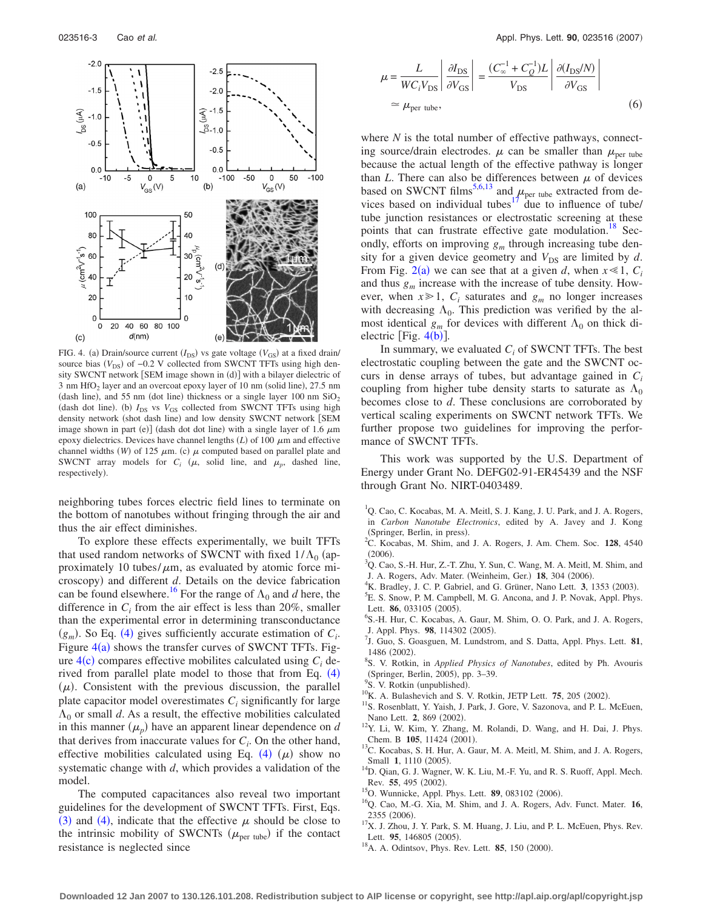-2.0
-1.5
-1.0
-0.5
0.0
$I_{DS}$ (μA)
-10 -5 0 5 10
$V_{GS}$(V)
(a)

-2.5
-2.0
-1.5
-1.0
-0.5
0.0
$I_{DS}$ (μA)
-100 -50 0 50 -100
$V_{GS}$(V)
(b)

100
80
60
40
20
0
μ (cm²V⁻¹s⁻¹)
0 20 40 60 80 100
d(nm)
50
40
30
20
10
0
$\mu_p$ (cm²V⁻¹s⁻¹)
(c)

(d)
1μm

(e)
1μm

FIG. 4. (a) Drain/source current ($I_{DS}$) vs gate voltage ($V_{GS}$) at a fixed drain/source bias ($V_{DS}$) of −0.2 V collected from SWCNT TFTs using high density SWCNT network [SEM image shown in (d)] with a bilayer dielectric of 3 nm $HfO_2$ layer and an overcoat epoxy layer of 10 nm (solid line), 27.5 nm (dash line), and 55 nm (dot line) thickness or a single layer 100 nm $SiO_2$ (dash dot line). (b) $I_{DS}$ vs $V_{GS}$ collected from SWCNT TFTs using high density network (shot dash line) and low density SWCNT network [SEM image shown in part (e)] (dash dot dot line) with a single layer of 1.6 μm epoxy dielectrics. Devices have channel lengths ($L$) of 100 μm and effective channel widths ($W$) of 125 μm. (c) μ computed based on parallel plate and SWCNT array models for $C_i$ (μ, solid line, and $\mu_p$, dashed line, respectively).

neighboring tubes forces electric field lines to terminate on the bottom of nanotubes without fringing through the air and thus the air effect diminishes.

To explore these effects experimentally, we built TFTs that used random networks of SWCNT with fixed $1/\Lambda_0$ (approximately 10 tubes/μm, as evaluated by atomic force microscopy) and different $d$. Details on the device fabrication can be found elsewhere.[16] For the range of $\Lambda_0$ and $d$ here, the difference in $C_i$ from the air effect is less than 20%, smaller than the experimental error in determining transconductance ($g_m$). So Eq. (4) gives sufficiently accurate estimation of $C_i$. Figure 4(a) shows the transfer curves of SWCNT TFTs. Figure 4(c) compares effective mobilites calculated using $C_i$ derived from parallel plate model to those that from Eq. (4) (μ). Consistent with the previous discussion, the parallel plate capacitor model overestimates $C_i$ significantly for large $\Lambda_0$ or small $d$. As a result, the effective mobilities calculated in this manner ($\mu_p$) have an apparent linear dependence on $d$ that derives from inaccurate values for $C_i$. On the other hand, effective mobilities calculated using Eq. (4) (μ) show no systematic change with $d$, which provides a validation of the model.

The computed capacitances also reveal two important guidelines for the development of SWCNT TFTs. First, Eqs. (3) and (4), indicate that the effective μ should be close to the intrinsic mobility of SWCNTs ($\mu_{\text{per tube}}$) if the contact resistance is neglected since

$$\mu = \frac{L}{WC_iV_{DS}}\left|\frac{\partial I_{DS}}{\partial V_{GS}}\right| = \frac{(C_\infty^{-1}+C_Q^{-1})L}{V_{DS}}\left|\frac{\partial(I_{DS}/N)}{\partial V_{GS}}\right| \simeq \mu_{\text{per tube}}, \tag{6}$$

where $N$ is the total number of effective pathways, connecting source/drain electrodes. μ can be smaller than $\mu_{\text{per tube}}$ because the actual length of the effective pathway is longer than $L$. There can also be differences between μ of devices based on SWCNT films[5,6,13] and $\mu_{\text{per tube}}$ extracted from devices based on individual tubes[17] due to influence of tube/tube junction resistances or electrostatic screening at these points that can frustrate effective gate modulation.[18] Secondly, efforts on improving $g_m$ through increasing tube density for a given device geometry and $V_{DS}$ are limited by $d$. From Fig. 2(a) we can see that at a given $d$, when $x \ll 1$, $C_i$ and thus $g_m$ increase with the increase of tube density. However, when $x \gg 1$, $C_i$ saturates and $g_m$ no longer increases with decreasing $\Lambda_0$. This prediction was verified by the almost identical $g_m$ for devices with different $\Lambda_0$ on thick dielectric [Fig. 4(b)].

In summary, we evaluated $C_i$ of SWCNT TFTs. The best electrostatic coupling between the gate and the SWCNT occurs in dense arrays of tubes, but advantage gained in $C_i$ coupling from higher tube density starts to saturate as $\Lambda_0$ becomes close to $d$. These conclusions are corroborated by vertical scaling experiments on SWCNT network TFTs. We further propose two guidelines for improving the performance of SWCNT TFTs.

This work was supported by the U.S. Department of Energy under Grant No. DEFG02-91-ER45439 and the NSF through Grant No. NIRT-0403489.

[1] Q. Cao, C. Kocabas, M. A. Meitl, S. J. Kang, J. U. Park, and J. A. Rogers, in *Carbon Nanotube Electronics*, edited by A. Javey and J. Kong (Springer, Berlin, in press).
[2] C. Kocabas, M. Shim, and J. A. Rogers, J. Am. Chem. Soc. **128**, 4540 (2006).
[3] Q. Cao, S.-H. Hur, Z.-T. Zhu, Y. Sun, C. Wang, M. A. Meitl, M. Shim, and J. A. Rogers, Adv. Mater. (Weinheim, Ger.) **18**, 304 (2006).
[4] K. Bradley, J. C. P. Gabriel, and G. Grüner, Nano Lett. **3**, 1353 (2003).
[5] E. S. Snow, P. M. Campbell, M. G. Ancona, and J. P. Novak, Appl. Phys. Lett. **86**, 033105 (2005).
[6] S.-H. Hur, C. Kocabas, A. Gaur, M. Shim, O. O. Park, and J. A. Rogers, J. Appl. Phys. **98**, 114302 (2005).
[7] J. Guo, S. Goasguen, M. Lundstrom, and S. Datta, Appl. Phys. Lett. **81**, 1486 (2002).
[8] S. V. Rotkin, in *Applied Physics of Nanotubes*, edited by Ph. Avouris (Springer, Berlin, 2005), pp. 3–39.
[9] S. V. Rotkin (unpublished).
[10] K. A. Bulashevich and S. V. Rotkin, JETP Lett. **75**, 205 (2002).
[11] S. Rosenblatt, Y. Yaish, J. Park, J. Gore, V. Sazonova, and P. L. McEuen, Nano Lett. **2**, 869 (2002).
[12] Y. Li, W. Kim, Y. Zhang, M. Rolandi, D. Wang, and H. Dai, J. Phys. Chem. B **105**, 11424 (2001).
[13] C. Kocabas, S. H. Hur, A. Gaur, M. A. Meitl, M. Shim, and J. A. Rogers, Small **1**, 1110 (2005).
[14] D. Qian, G. J. Wagner, W. K. Liu, M.-F. Yu, and R. S. Ruoff, Appl. Mech. Rev. **55**, 495 (2002).
[15] O. Wunnicke, Appl. Phys. Lett. **89**, 083102 (2006).
[16] Q. Cao, M.-G. Xia, M. Shim, and J. A. Rogers, Adv. Funct. Mater. **16**, 2355 (2006).
[17] X. J. Zhou, J. Y. Park, S. M. Huang, J. Liu, and P. L. McEuen, Phys. Rev. Lett. **95**, 146805 (2005).
[18] A. A. Odintsov, Phys. Rev. Lett. **85**, 150 (2000).